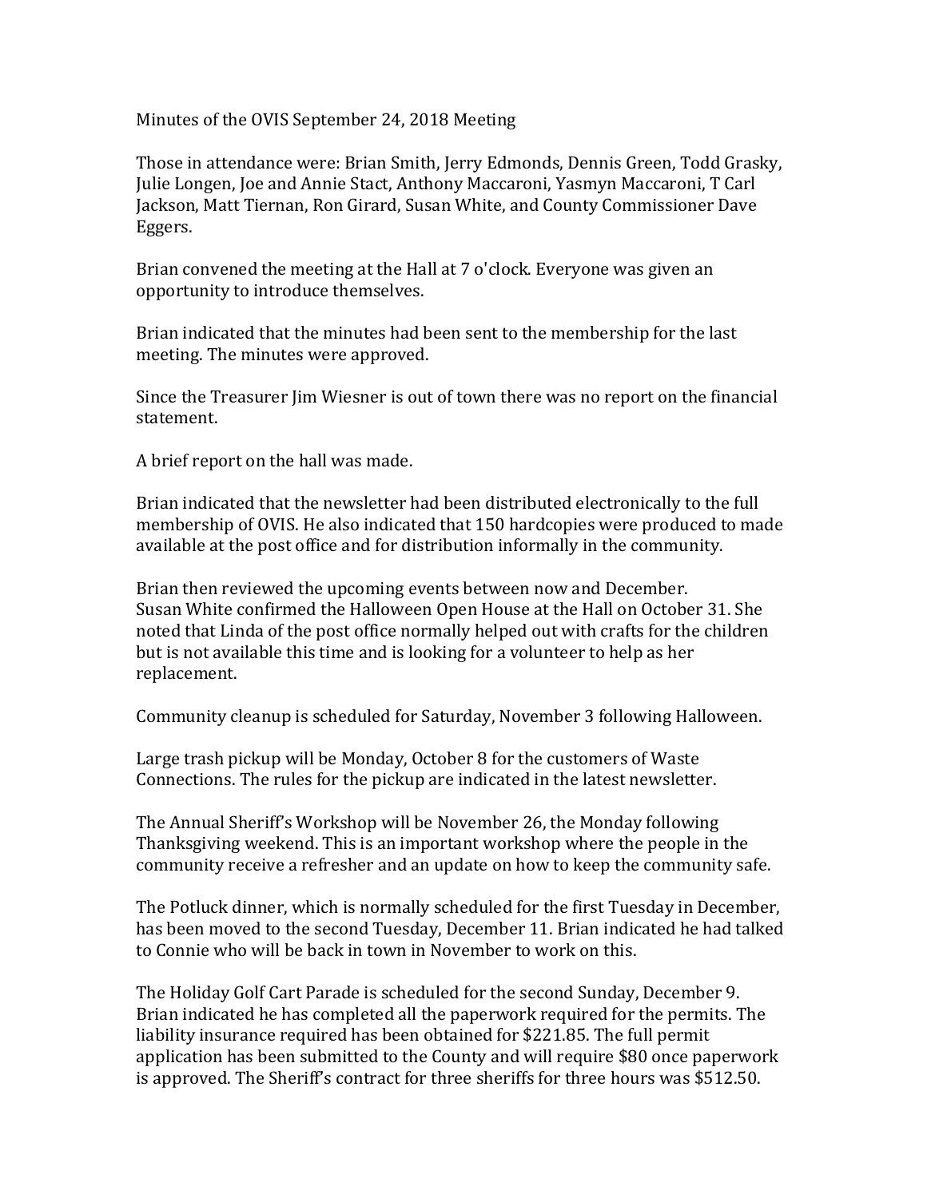Minutes of the OVIS September 24, 2018 Meeting

Those in attendance were: Brian Smith, Jerry Edmonds, Dennis Green, Todd Grasky, Julie Longen, Joe and Annie Stact, Anthony Maccaroni, Yasmyn Maccaroni, T Carl Jackson, Matt Tiernan, Ron Girard, Susan White, and County Commissioner Dave Eggers.

Brian convened the meeting at the Hall at 7 o'clock. Everyone was given an opportunity to introduce themselves.

Brian indicated that the minutes had been sent to the membership for the last meeting. The minutes were approved.

Since the Treasurer Jim Wiesner is out of town there was no report on the financial statement.

A brief report on the hall was made.

Brian indicated that the newsletter had been distributed electronically to the full membership of OVIS. He also indicated that 150 hardcopies were produced to made available at the post office and for distribution informally in the community.

Brian then reviewed the upcoming events between now and December.
Susan White confirmed the Halloween Open House at the Hall on October 31. She noted that Linda of the post office normally helped out with crafts for the children but is not available this time and is looking for a volunteer to help as her replacement.

Community cleanup is scheduled for Saturday, November 3 following Halloween.

Large trash pickup will be Monday, October 8 for the customers of Waste Connections. The rules for the pickup are indicated in the latest newsletter.

The Annual Sheriff's Workshop will be November 26, the Monday following Thanksgiving weekend. This is an important workshop where the people in the community receive a refresher and an update on how to keep the community safe.

The Potluck dinner, which is normally scheduled for the first Tuesday in December, has been moved to the second Tuesday, December 11. Brian indicated he had talked to Connie who will be back in town in November to work on this.

The Holiday Golf Cart Parade is scheduled for the second Sunday, December 9. Brian indicated he has completed all the paperwork required for the permits. The liability insurance required has been obtained for $221.85. The full permit application has been submitted to the County and will require $80 once paperwork is approved. The Sheriff's contract for three sheriffs for three hours was $512.50.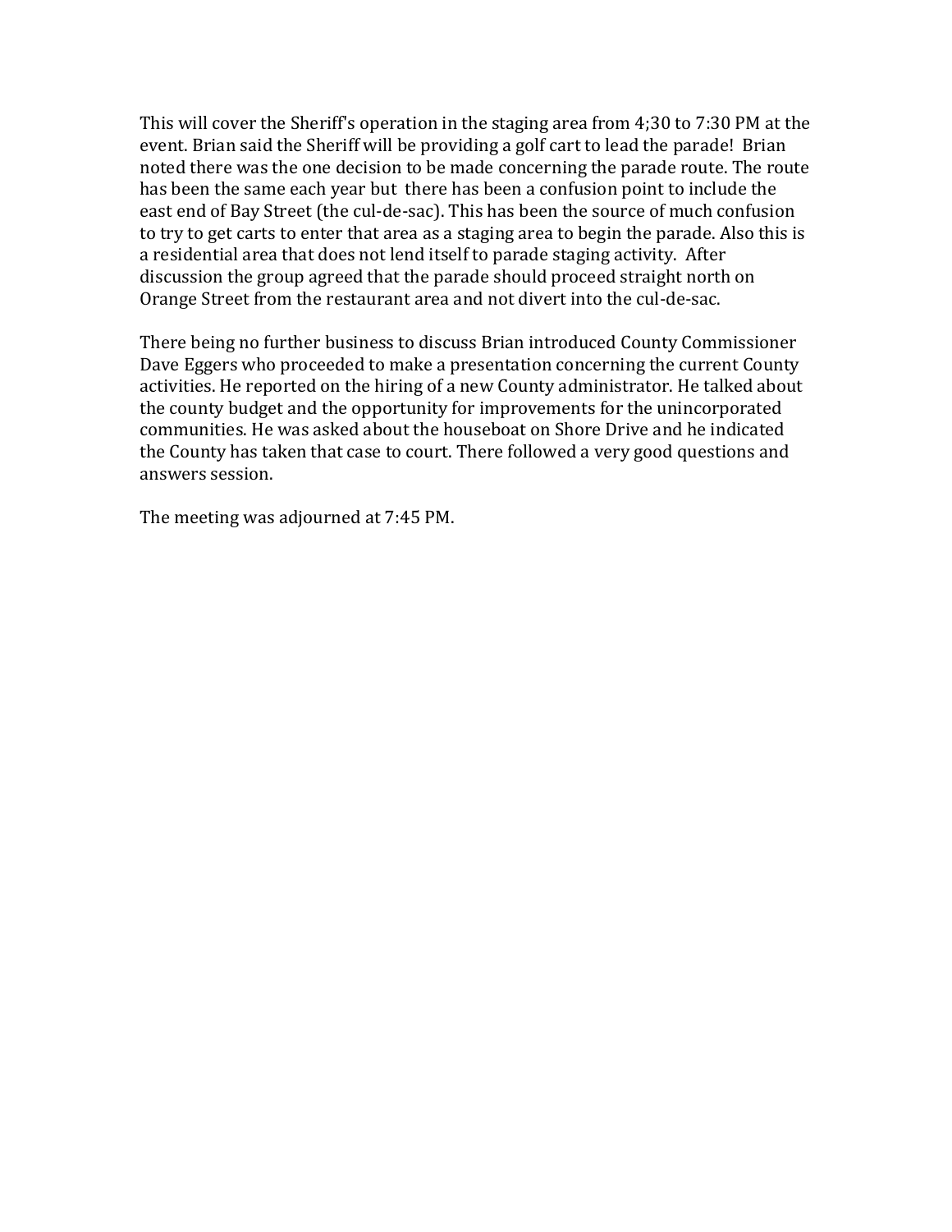This will cover the Sheriff's operation in the staging area from 4;30 to 7:30 PM at the event. Brian said the Sheriff will be providing a golf cart to lead the parade! Brian noted there was the one decision to be made concerning the parade route. The route has been the same each year but there has been a confusion point to include the east end of Bay Street (the cul-de-sac). This has been the source of much confusion to try to get carts to enter that area as a staging area to begin the parade. Also this is a residential area that does not lend itself to parade staging activity. After discussion the group agreed that the parade should proceed straight north on Orange Street from the restaurant area and not divert into the cul-de-sac.

There being no further business to discuss Brian introduced County Commissioner Dave Eggers who proceeded to make a presentation concerning the current County activities. He reported on the hiring of a new County administrator. He talked about the county budget and the opportunity for improvements for the unincorporated communities. He was asked about the houseboat on Shore Drive and he indicated the County has taken that case to court. There followed a very good questions and answers session.

The meeting was adjourned at 7:45 PM.